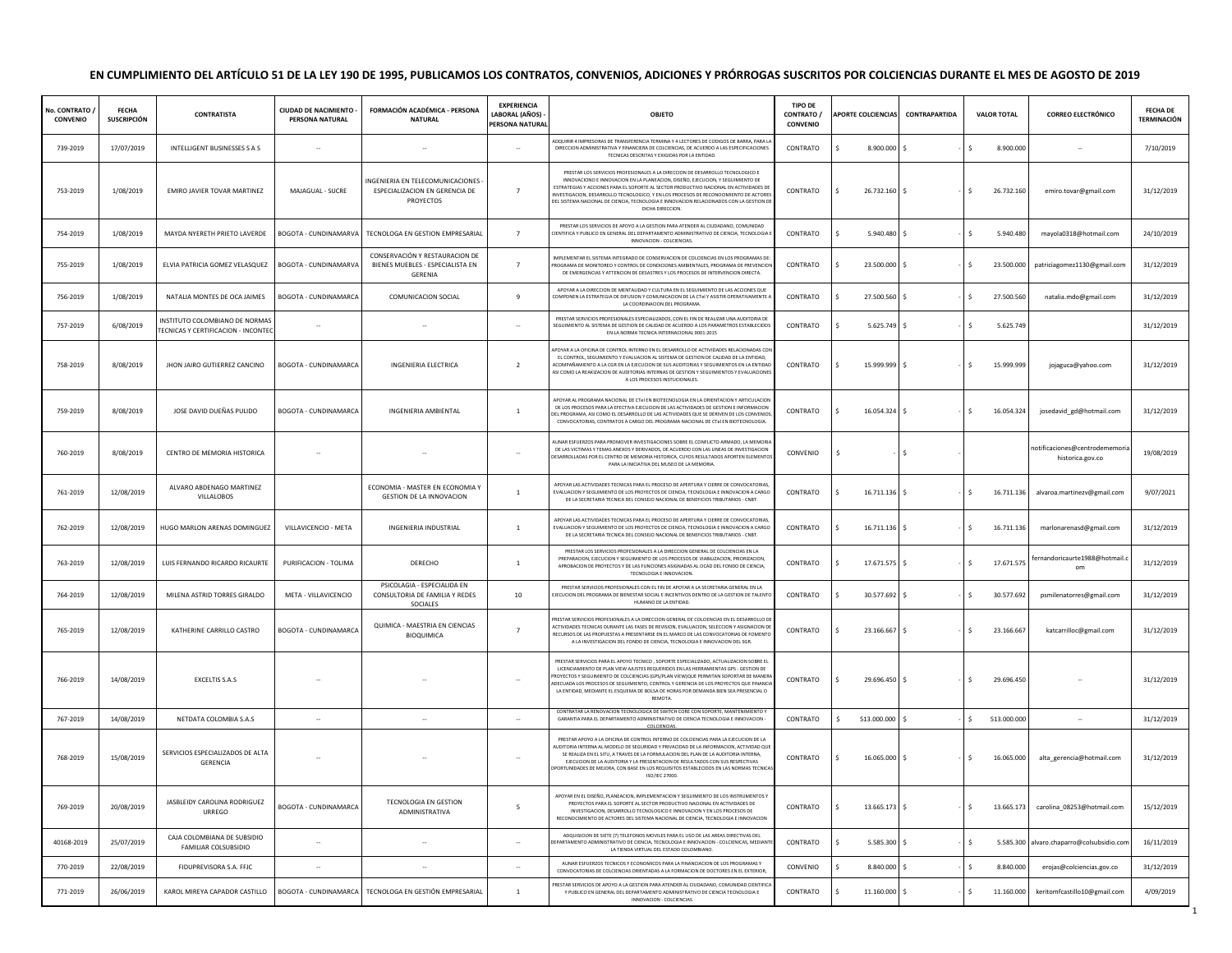# EN CUMPLIMIENTO DEL ARTÍCULO 51 DE LA LEY 190 DE 1995, PUBLICAMOS LOS CONTRATOS, CONVENIOS, ADICIONES Y PRÓRROGAS SUSCRITOS POR COLCIENCIAS DURANTE EL MES DE AGOSTO DE 2019

| No. CONTRATO / CONVENIO | FECHA SUSCRIPCIÓN | CONTRATISTA | CIUDAD DE NACIMIENTO - PERSONA NATURAL | FORMACIÓN ACADÉMICA - PERSONA NATURAL | EXPERIENCIA LABORAL (AÑOS) - PERSONA NATURAL | OBJETO | TIPO DE CONTRATO / CONVENIO | APORTE COLCIENCIAS | CONTRAPARTIDA | VALOR TOTAL | CORREO ELECTRÓNICO | FECHA DE TERMINACIÓN |
|---|---|---|---|---|---|---|---|---|---|---|---|---|
| 739-2019 | 17/07/2019 | INTELLIGENT BUSINESSES S A S | -- | -- | -- | ADQUIRIR 4 IMPRESORAS DE TRANSFERENCIA TERMINA Y 4 LECTORES DE CODIGOS DE BARRA, PARA LA DIRECCION ADMINISTRATIVA Y FINANCIERA DE COLCIENCIAS, DE ACUERDO A LAS ESPECIFICACIONES TECNICAS DESCRITAS Y EXIGIDAS POR LA ENTIDAD. | CONTRATO | $ 8.900.000 | $ - | $ 8.900.000 | -- | 7/10/2019 |
| 753-2019 | 1/08/2019 | EMIRO JAVIER TOVAR MARTINEZ | MAJAGUAL - SUCRE | INGENIERIA EN TELECOMUNICACIONES - ESPECIALIZACION EN GERENCIA DE PROYECTOS | 7 | PRESTAR LOS SERVICIOS PROFESIONALES A LA DIRECCION DE DESARROLLO TECNOLOGICO E INNOVACION E INNOVACION EN LA PLANEACION, DISEÑO, EJECUCION, Y SEGUIMIENTO DE ESTRATEGIAS Y ACCIONES PARA EL SOPORTE AL SECTOR PRODUCTIVO NACIONAL EN ACTIVIDADES DE INVESTIGACION, DESARROLLO TECNOLOGICO, Y EN LOS PROCESOS DE RECONOCIMIENTO DE ACTORES DEL SISTEMA NACIONAL DE CIENCIA, TECNOLOGIA E INNOVACION RELACIONADOS CON LA GESTION DE DICHA DIRECCION. | CONTRATO | $ 26.732.160 | $ - | $ 26.732.160 | emiro.tovar@gmail.com | 31/12/2019 |
| 754-2019 | 1/08/2019 | MAYDA NYERETH PRIETO LAVERDE | BOGOTA - CUNDINAMARVA | TECNOLOGA EN GESTION EMPRESARIAL | 7 | PRESTAR LOS SERVICIOS DE APOYO A LA GESTION PARA ATENDER AL CIUDADANO, COMUNIDAD CIENTIFICA Y PUBLICO EN GENERAL DEL DEPARTAMENTO ADMINISTRATIVO DE CIENCIA, TECNOLOGIA E INNOVACION - COLCIENCIAS. | CONTRATO | $ 5.940.480 | $ - | $ 5.940.480 | mayola0318@hotmail.com | 24/10/2019 |
| 755-2019 | 1/08/2019 | ELVIA PATRICIA GOMEZ VELASQUEZ | BOGOTA - CUNDINAMARVA | CONSERVACIÓN Y RESTAURACION DE BIENES MUEBLES - ESPECIALISTA EN GERENIA | 7 | IMPLEMENTAR EL SISTEMA INTEGRADO DE CONSERVACION DE COLCIENCIAS EN LOS PROGRAMAS DE: PROGRAMA DE MONITOREO Y CONTROL DE CONDICIONES AMBIENTALES, PROGRAMA DE PREVENCION DE EMERGENCIAS Y ATTENCION DE DESASTRES Y LOS PROCESOS DE INTERVENCION DIRECTA. | CONTRATO | $ 23.500.000 | $ - | $ 23.500.000 | patriciagomez1130@gmail.com | 31/12/2019 |
| 756-2019 | 1/08/2019 | NATALIA MONTES DE OCA JAIMES | BOGOTA - CUNDINAMARCA | COMUNICACION SOCIAL | 9 | APOYAR A LA DIRECCION DE MENTALIDAD Y CULTURA EN EL SEGUIMIENTO DE LAS ACCIONES QUE COMPONEN LA ESTRATEGIA DE DIFUSION Y COMUNICACION DE LA CTeI Y ASISTIR OPERATIVAMENTE A LA COORDINACION DEL PROGRAMA. | CONTRATO | $ 27.500.560 | $ - | $ 27.500.560 | natalia.mdo@gmail.com | 31/12/2019 |
| 757-2019 | 6/08/2019 | INSTITUTO COLOMBIANO DE NORMAS TECNICAS Y CERTIFICACION - INCONTEC | -- | -- | -- | PRESTAR SERVICIOS PROFESIONALES ESPECIALIZADOS, CON EL FIN DE REALIZAR UNA AUDITORIA DE SEGUIMIENTO AL SISTEMA DE GESTION DE CALIDAD DE ACUERDO A LOS PARAMETROS ESTABLECIDOS EN LA NORMA TECNICA INTERNACIONAL 9001:2015 | CONTRATO | $ 5.625.749 | $ - | $ 5.625.749 | | 31/12/2019 |
| 758-2019 | 8/08/2019 | JHON JAIRO GUTIERREZ CANCINO | BOGOTA - CUNDINAMARCA | INGENIERIA ELECTRICA | 2 | APOYAR A LA OFICINA DE CONTROL INTERNO EN EL DESARROLLO DE ACTIVIDADES RELACIONADAS CON EL CONTROL, SEGUIMIENTO Y EVALUACION AL SISTEMA DE GESTION DE CALIDAD DE LA ENTIDAD, ACOMPAÑAMIENTO A LA CGR EN LA EJECUCION DE SUS AUDITORIAS Y SEGUIMIENTOS EN LA ENTIDAD ASI COMO LA REAKIZACION DE AUDITORIAS INTERNAS DE GESTION Y SEGUIMIENTOS Y EVALUACIONES A LOS PROCESOS INSTUCIONALES. | CONTRATO | $ 15.999.999 | $ - | $ 15.999.999 | jojaguca@yahoo.com | 31/12/2019 |
| 759-2019 | 8/08/2019 | JOSE DAVID DUEÑAS PULIDO | BOGOTA - CUNDINAMARCA | INGENIERIA AMBIENTAL | 1 | APOYAR AL PROGRAMA NACIONAL DE CTeI EN BIOTECNOLOGIA EN LA ORIENTACION Y ARTICULACION DE LOS PROCESOS PARA LA EFECTIVA EJECUCION DE LAS ACTIVIDADES DE GESTION E INFORMACION DEL PROGRAMA, ASI COMO EL DESARROLLO DE LAS ACTIVIDADES QUE SE DERIVEN DE LOS CONVENIOS, CONVOCATORIAS, CONTRATOS A CARGO DEL PROGRAMA NACIONAL DE CTeI EN BIOTECNOLOGIA. | CONTRATO | $ 16.054.324 | $ - | $ 16.054.324 | josedavid_gd@hotmail.com | 31/12/2019 |
| 760-2019 | 8/08/2019 | CENTRO DE MEMORIA HISTORICA | -- | -- | -- | AUNAR ESFUERZOS PARA PROMOVER INVESTIGACIONES SOBRE EL CONFLICTO ARMADO, LA MEMORIA DE LAS VICTIMAS Y TEMAS ANEXOS Y DERIVADOS, DE ACUERDO CON LAS LINEAS DE INVESTIGACION DESARROLLADAS POR EL CENTRO DE MEMORIA HISTORICA, CUYOS RESULTADOS APORTEN ELEMENTOS PARA LA INICIATIVA DEL MUSEO DE LA MEMORIA. | CONVENIO | $ - | $ - | | notificaciones@centrodememoriahistorica.gov.co | 19/08/2019 |
| 761-2019 | 12/08/2019 | ALVARO ABDENAGO MARTINEZ VILLALOBOS | | ECONOMIA - MASTER EN ECONOMIA Y GESTION DE LA INNOVACION | 1 | APOYAR LAS ACTIVIDADES TECNICAS PARA EL PROCESO DE APERTURA Y CIERRE DE CONVOCATORIAS, EVALUACION Y SEGUIMIENTO DE LOS PROYECTOS DE CIENCIA, TECNOLOGIA E INNOVACION A CARGO DE LA SECRETARIA TECNICA DEL CONSEJO NACIONAL DE BENEFICIOS TRIBUTARIOS - CNBT. | CONTRATO | $ 16.711.136 | $ - | $ 16.711.136 | alvaroa.martinezv@gmail.com | 9/07/2021 |
| 762-2019 | 12/08/2019 | HUGO MARLON ARENAS DOMINGUEZ | VILLAVICENCIO - META | INGENIERIA INDUSTRIAL | 1 | APOYAR LAS ACTIVIDADES TECNICAS PARA EL PROCESO DE APERTURA Y CIERRE DE CONVOCATORIAS, EVALUACION Y SEGUIMIENTO DE LOS PROYECTOS DE CIENCIA, TECNOLOGIA E INNOVACION A CARGO DE LA SECRETARIA TECNICA DEL CONSEJO NACIONAL DE BENEFICIOS TRIBUTARIOS - CNBT. | CONTRATO | $ 16.711.136 | $ - | $ 16.711.136 | marlonarenasd@gmail.com | 31/12/2019 |
| 763-2019 | 12/08/2019 | LUIS FERNANDO RICARDO RICAURTE | PURIFICACION - TOLIMA | DERECHO | 1 | PRESTAR LOS SERVICIOS PROFESIONALES A LA DIRECCION GENERAL DE COLCIENCIAS EN LA PREPARACION, EJECUCION Y SEGUIMIENTO DE LOS PROCESOS DE VIABILIZACION, PRIORIZACION, APROBACION DE PROYECTOS Y DE LAS FUNCIONES ASIGNADAS AL OCAD DEL FONDO DE CIENCIA, TECNOLOGIA E INNOVACION. | CONTRATO | $ 17.671.575 | $ - | $ 17.671.575 | fernandoricaurte1988@hotmail.com | 31/12/2019 |
| 764-2019 | 12/08/2019 | MILENA ASTRID TORRES GIRALDO | META - VILLAVICENCIO | PSICOLAGIA - ESPECIALIDA EN CONSULTORIA DE FAMILIA Y REDES SOCIALES | 10 | PRESTAR SERVICIOS PROFESIONALES CON EL FIN DE APOYAR A LA SECRETARIA GENERAL EN LA EJECUCION DEL PROGRAMA DE BIENESTAR SOCIAL E INCENTIVOS DENTRO DE LA GESTION DE TALENTO HUMANO DE LA ENTIDAD. | CONTRATO | $ 30.577.692 | $ - | $ 30.577.692 | psmilenatorres@gmail.com | 31/12/2019 |
| 765-2019 | 12/08/2019 | KATHERINE CARRILLO CASTRO | BOGOTA - CUNDINAMARCA | QUIMICA - MAESTRIA EN CIENCIAS BIOQUIMICA | 7 | PRESTAR SERVICIOS PROFESIONALES A LA DIRECCION GENERAL DE COLCIENCIAS EN EL DESARROLLO DE ACTIVIDADES TECNICAS DURANTE LAS FASES DE REVISION, EVALUACION, SELECCION Y ASIGNACION DE RECURSOS DE LAS PROPUESTAS A PRESENTARSE EN EL MARCO DE LAS CONVOCATORIAS DE FOMENTO A LA INVESTIGACION DEL FONDO DE CIENCIA, TECNOLOGIA E INNOVACION DEL SGR. | CONTRATO | $ 23.166.667 | $ - | $ 23.166.667 | katcarrilloc@gmail.com | 31/12/2019 |
| 766-2019 | 14/08/2019 | EXCELTIS S.A.S | -- | -- | -- | PRESTAR SERVICIOS PARA EL APOYO TECNICO , SOPORTE ESPECIALIZADO, ACTUALIZACION SOBRE EL LICENCIAMIENTO DE PLAN VIEW AJUSTES REQUERIDOS EN LAS HERRAMIENTAS GPS - GESTION DE PROYECTOS Y SEGUIMIENTO DE COLCIENCIAS (GPS/PLAN VIEW)QUE PERMITAN SOPORTAR DE MANERA ADECUADA LOS PROCESOS DE SEGUIMIENTO, CONTROL Y GERENCIA DE LOS PROYECTOS QUE FINANCIA LA ENTIDAD, MEDIANTE EL ESQUEMA DE BOLSA DE HORAS POR DEMANDA BIEN SEA PRESENCIAL O REMOTA. | CONTRATO | $ 29.696.450 | $ - | $ 29.696.450 | -- | 31/12/2019 |
| 767-2019 | 14/08/2019 | NETDATA COLOMBIA S.A.S | -- | -- | -- | CONTRATAR LA RENOVACION TECNOLOGICA DE SWITCH CORE CON SOPORTE, MANTENIMIENTO Y GARANTIA PARA EL DEPARTAMENTO ADMINISTRATIVO DE CIENCIA TECNOLOGIA E INNOVACION - COLCIENCIAS. | CONTRATO | $ 513.000.000 | $ - | $ 513.000.000 | -- | 31/12/2019 |
| 768-2019 | 15/08/2019 | SERVICIOS ESPECIALIZADOS DE ALTA GERENCIA | -- | -- | -- | PRESTAR APOYO A LA OFICINA DE CONTROL INTERNO DE COLCIENCIAS PARA LA EJECUCION DE LA AUDITORIA INTERNA AL MODELO DE SEGURIDAD Y PRIVACIDAD DE LA INFORMACION, ACTIVIDAD QUE SE REALIZA EN EL SITU, A TRAVES DE LA FORMULACION DEL PLAN DE LA AUDITORIA INTERNA, EJECUCION DE LA AUDITORIA Y LA PRESENTACION DE RESULTADOS CON SUS RESPECTIVAS OPORTUNIDADES DE MEJORA, CON BASE EN LOS REQUISITOS ESTABLECIDOS EN LAS NORMAS TECNICAS ISO/IEC 27000. | CONTRATO | $ 16.065.000 | $ - | $ 16.065.000 | alta_gerencia@hotmail.com | 31/12/2019 |
| 769-2019 | 20/08/2019 | JASBLEIDY CAROLINA RODRIGUEZ URREGO | BOGOTA - CUNDINAMARCA | TECNOLOGIA EN GESTION ADMINISTRATIVA | 5 | APOYAR EN EL DISEÑO, PLANEACION, IMPLEMENTACION Y SEGUIMIENTO DE LOS INSTRUMENTOS Y PROYECTOS PARA EL SOPORTE AL SECTOR PRODUCTIVO NACIONAL EN ACTIVIDADES DE INVESTIGACION, DESARROLLO TECNOLOGICO E INNOVACION Y EN LOS PROCESOS DE RECONOCIMIENTO DE ACTORES DEL SISTEMA NACIONAL DE CIENCIA, TECNOLOGIA E INNOVACION | CONTRATO | $ 13.665.173 | $ - | $ 13.665.173 | carolina_08253@hotmail.com | 15/12/2019 |
| 40168-2019 | 25/07/2019 | CAJA COLOMBIANA DE SUBSIDIO FAMILIAR COLSUBSIDIO | -- | -- | -- | ADQUISICION DE SIETE (7) TELEFONOS MOVILES PARA EL USO DE LAS AREAS DIRECTIVAS DEL DEPARTAMENTO ADMINISTRATIVO DE CIENCIA, TECNOLOGIA E INNOVACION - COLCIENCIAS, MEDIANTE LA TIENDA VIRTUAL DEL ESTADO COLOMBIANO. | CONTRATO | $ 5.585.300 | $ - | $ 5.585.300 | alvaro.chaparro@colsubsidio.com | 16/11/2019 |
| 770-2019 | 22/08/2019 | FIDUPREVISORA S.A. FFJC | -- | -- | -- | AUNAR ESFUERZOS TECNICOS Y ECONOMICOS PARA LA FINANCIACION DE LOS PROGRAMAS Y CONVOCATORIAS DE COLCIENCIAS ORIENTADAS A LA FORMACION DE DOCTORES EN EL EXTERIOR. | CONVENIO | $ 8.840.000 | $ - | $ 8.840.000 | erojas@colciencias.gov.co | 31/12/2019 |
| 771-2019 | 26/06/2019 | KAROL MIREYA CAPADOR CASTILLO | BOGOTA - CUNDINAMARCA | TECNOLOGA EN GESTIÓN EMPRESARIAL | 1 | PRESTAR SERVICIOS DE APOYO A LA GESTION PARA ATENDER AL CIUDADANO, COMUNIDAD CIENTIFICA Y PUBLICO EN GENERAL DEL DEPARTAMENTO ADMINISTRATIVO DE CIENCIA TECNOLOGIA E INNOVACION - COLCIENCIAS | CONTRATO | $ 11.160.000 | $ - | $ 11.160.000 | keritomfcastillo10@gmail.com | 4/09/2019 |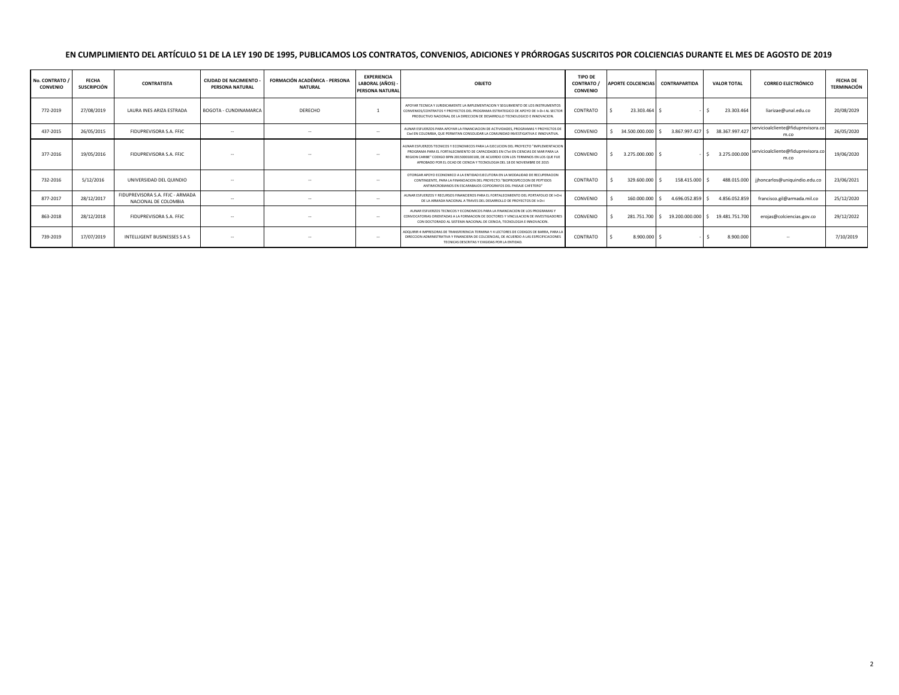# EN CUMPLIMIENTO DEL ARTÍCULO 51 DE LA LEY 190 DE 1995, PUBLICAMOS LOS CONTRATOS, CONVENIOS, ADICIONES Y PRÓRROGAS SUSCRITOS POR COLCIENCIAS DURANTE EL MES DE AGOSTO DE 2019

| No. CONTRATO / CONVENIO | FECHA SUSCRIPCIÓN | CONTRATISTA | CIUDAD DE NACIMIENTO - PERSONA NATURAL | FORMACIÓN ACADÉMICA - PERSONA NATURAL | EXPERIENCIA LABORAL (AÑOS) - PERSONA NATURAL | OBJETO | TIPO DE CONTRATO / CONVENIO | APORTE COLCIENCIAS | CONTRAPARTIDA | VALOR TOTAL | CORREO ELECTRÓNICO | FECHA DE TERMINACIÓN |
|---|---|---|---|---|---|---|---|---|---|---|---|---|
| 772-2019 | 27/08/2019 | LAURA INES ARIZA ESTRADA | BOGOTA - CUNDINAMARCA | DERECHO | 1 | APOYAR TECNICA Y JURIDICAMENTE LA IMPLEMENTACION Y SEGUIMIENTO DE LOS INSTRUMENTOS CONVENIOS/CONTRATOS Y PROYECTOS DEL PROGRAMA ESTRATEGICO DE APOYO DE I+D+I AL SECTOR PRODUCTIVO NACIONAL DE LA DIRECCION DE DESARROLLO TECNOLOGICO E INNOVACION. | CONTRATO | $ 23.303.464 | $ - | $ 23.303.464 | liarizae@unal.edu.co | 20/08/2029 |
| 437-2015 | 26/05/2015 | FIDUPREVISORA S.A. FFJC | -- | -- | -- | AUNAR ESFUERZOS PARA APOYAR LA FINANCIACION DE ACTIVIDADES, PROGRAMAS Y PROYECTOS DE CTeI EN COLOMBIA, QUE PERMITAN CONSOLIDAR LA COMUNIDAD INVESTIGATIVA E INNOVATIVA. | CONVENIO | $ 34.500.000.000 | $ 3.867.997.427 | $ 38.367.997.427 | servicioalcliente@fiduprevisora.com.co | 26/05/2020 |
| 377-2016 | 19/05/2016 | FIDUPREVISORA S.A. FFJC | -- | -- | -- | AUNAR ESFUERZOS TECNICOS Y ECONOMICOS PARA LA EJECUCION DEL PROYECTO "IMPLEMENTACION PROGRAMA PARA EL FORTALECIMIENTO DE CAPACIDADES EN CTeI EN CIENCIAS DE MAR PARA LA REGION CARIBE" CODIGO BPIN 2015000100100, DE ACUERDO CON LOS TERMINOS EN LOS QUE FUE APROBADO POR EL OCAD DE CIENCIA Y TECNOLOGIA DEL 18 DE NOVIEMBRE DE 2015 | CONVENIO | $ 3.275.000.000 | $ - | $ 3.275.000.000 | servicioalcliente@fiduprevisora.com.co | 19/06/2020 |
| 732-2016 | 5/12/2016 | UNIVERSIDAD DEL QUINDIO | -- | -- | -- | OTORGAR APOYO ECONOMICO A LA ENTIDAD EJECUTORA EN LA MODALIDAD DE RECUPERACION CONTINGENTE, PARA LA FINANCIACION DEL PROYECTO "BIOPROSPECCION DE PEPTIDOS ANTIMICROBIANOS EN ESCARABAJOS COPROGRAFOS DEL PAISAJE CAFETERO" | CONTRATO | $ 329.600.000 | $ 158.415.000 | $ 488.015.000 | jjhoncarlos@uniquindio.edu.co | 23/06/2021 |
| 877-2017 | 28/12/2017 | FIDUPREVISORA S.A. FFJC - ARMADA NACIONAL DE COLOMBIA | -- | -- | -- | AUNAR ESFUERZOS Y RECURSOS FINANCIEROS PARA EL FORTALECIMIENTO DEL PORTAFOLIO DE I+D+i DE LA ARMADA NACIONAL A TRAVES DEL DESARROLLO DE PROYECTOS DE I+D+i | CONVENIO | $ 160.000.000 | $ 4.696.052.859 | $ 4.856.052.859 | francisco.gil@armada.mil.co | 25/12/2020 |
| 863-2018 | 28/12/2018 | FIDUPREVISORA S.A. FFJC | -- | -- | -- | AUNAR ESFUERZOS TECNICOS Y ECONOMICOS PARA LA FINANCIACION DE LOS PROGRAMAS Y CONVOCATORIAS ORIENTADAS A LA FORMACION DE DOCTORES Y VINCULACION DE INVESTIGADORES CON DOCTORADO AL SISTEMA NACIONAL DE CIENCIA, TECNOLOGIA E INNOVACION. | CONVENIO | $ 281.751.700 | $ 19.200.000.000 | $ 19.481.751.700 | erojas@colciencias.gov.co | 29/12/2022 |
| 739-2019 | 17/07/2019 | INTELLIGENT BUSINESSES S A S | -- | -- | -- | ADQUIRIR 4 IMPRESORAS DE TRANSFERENCIA TERMINA Y 4 LECTORES DE CODIGOS DE BARRA, PARA LA DIRECCION ADMINISTRATIVA Y FINANCIERA DE COLCIENCIAS, DE ACUERDO A LAS ESPECIFICACIONES TECNICAS DESCRITAS Y EXIGIDAS POR LA ENTIDAD. | CONTRATO | $ 8.900.000 | $ - | $ 8.900.000 | -- | 7/10/2019 |